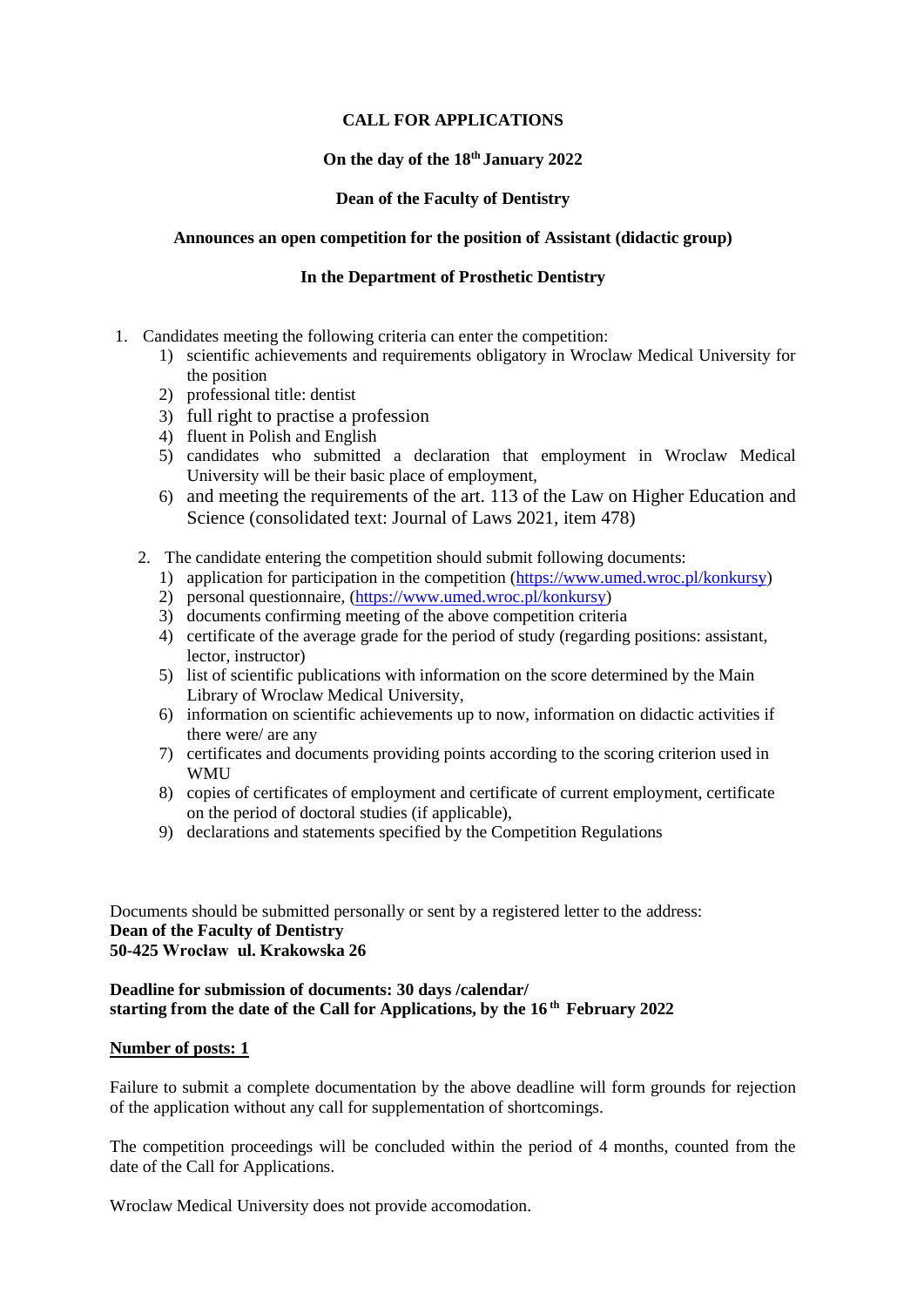# CALL FOR APPLICATIONS

**On the day of the 18th January 2022**

**Dean of the Faculty of Dentistry**

**Announces an open competition for the position of Assistant (didactic group)**

**In the Department of Prosthetic Dentistry**

1. Candidates meeting the following criteria can enter the competition:
    1) scientific achievements and requirements obligatory in Wroclaw Medical University for the position
    2) professional title: dentist
    3) full right to practise a profession
    4) fluent in Polish and English
    5) candidates who submitted a declaration that employment in Wroclaw Medical University will be their basic place of employment,
    6) and meeting the requirements of the art. 113 of the Law on Higher Education and Science (consolidated text: Journal of Laws 2021, item 478)

2. The candidate entering the competition should submit following documents:
    1) application for participation in the competition (https://www.umed.wroc.pl/konkursy)
    2) personal questionnaire, (https://www.umed.wroc.pl/konkursy)
    3) documents confirming meeting of the above competition criteria
    4) certificate of the average grade for the period of study (regarding positions: assistant, lector, instructor)
    5) list of scientific publications with information on the score determined by the Main Library of Wroclaw Medical University,
    6) information on scientific achievements up to now, information on didactic activities if there were/ are any
    7) certificates and documents providing points according to the scoring criterion used in WMU
    8) copies of certificates of employment and certificate of current employment, certificate on the period of doctoral studies (if applicable),
    9) declarations and statements specified by the Competition Regulations

Documents should be submitted personally or sent by a registered letter to the address:
**Dean of the Faculty of Dentistry**
**50-425 Wrocław ul. Krakowska 26**

**Deadline for submission of documents: 30 days /calendar/**
**starting from the date of the Call for Applications, by the 16th February 2022**

**<u>Number of posts: 1</u>**

Failure to submit a complete documentation by the above deadline will form grounds for rejection of the application without any call for supplementation of shortcomings.

The competition proceedings will be concluded within the period of 4 months, counted from the date of the Call for Applications.

Wroclaw Medical University does not provide accomodation.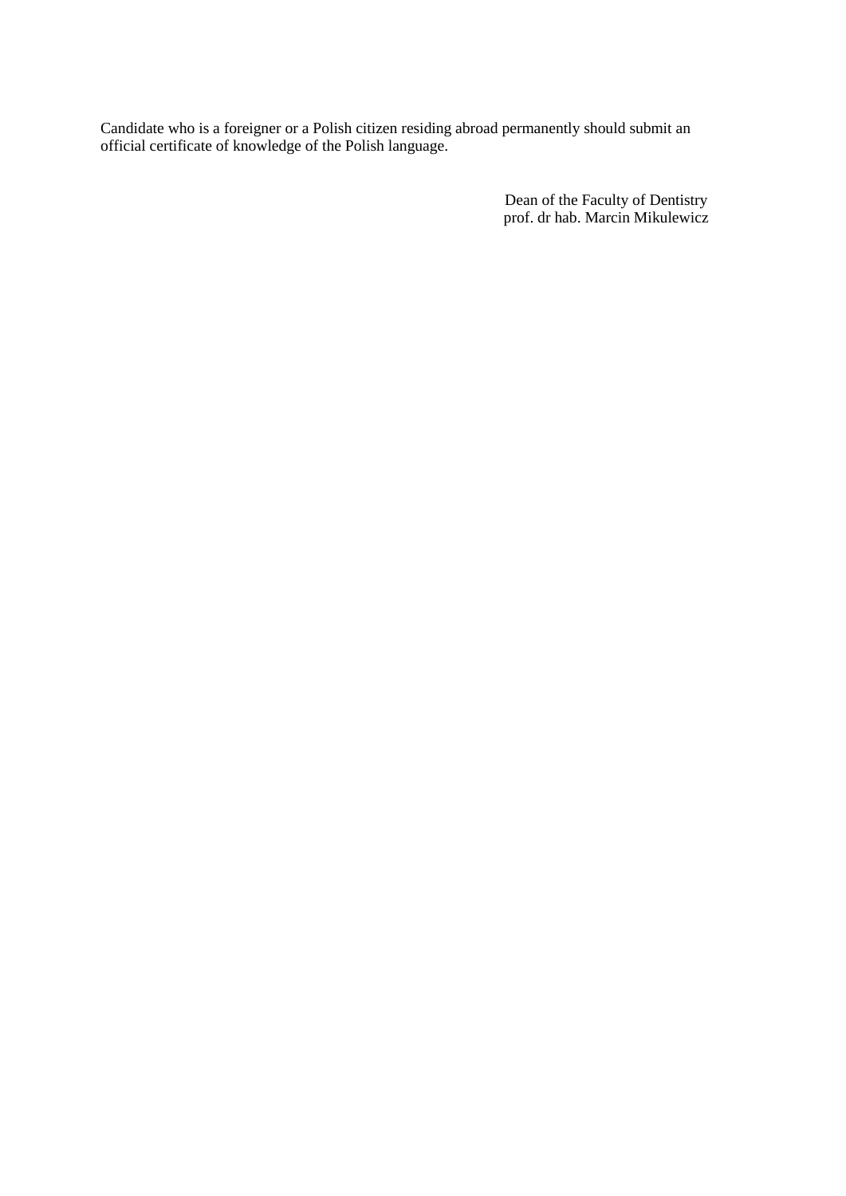Candidate who is a foreigner or a Polish citizen residing abroad permanently should submit an official certificate of knowledge of the Polish language.

Dean of the Faculty of Dentistry
prof. dr hab. Marcin Mikulewicz